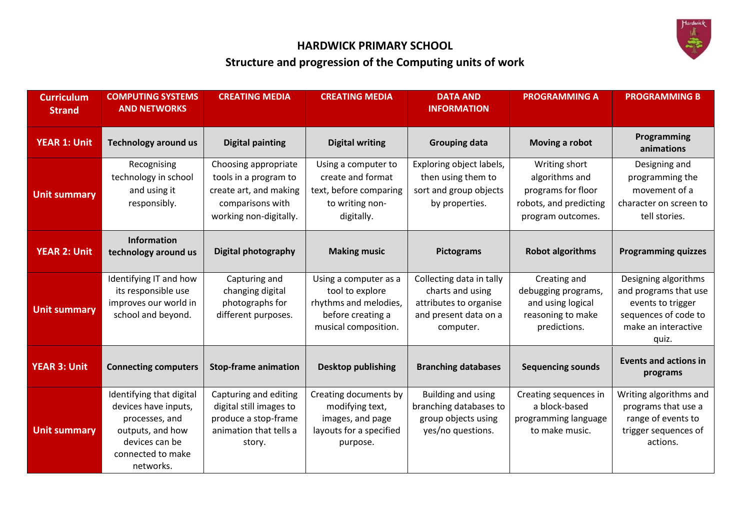# HARDWICK PRIMARY SCHOOL

## Structure and progression of the Computing units of work

| Curriculum Strand | COMPUTING SYSTEMS AND NETWORKS | CREATING MEDIA | CREATING MEDIA | DATA AND INFORMATION | PROGRAMMING A | PROGRAMMING B |
|---|---|---|---|---|---|---|
| **YEAR 1: Unit** | **Technology around us** | **Digital painting** | **Digital writing** | **Grouping data** | **Moving a robot** | **Programming animations** |
| **Unit summary** | Recognising technology in school and using it responsibly. | Choosing appropriate tools in a program to create art, and making comparisons with working non-digitally. | Using a computer to create and format text, before comparing to writing non-digitally. | Exploring object labels, then using them to sort and group objects by properties. | Writing short algorithms and programs for floor robots, and predicting program outcomes. | Designing and programming the movement of a character on screen to tell stories. |
| **YEAR 2: Unit** | **Information technology around us** | **Digital photography** | **Making music** | **Pictograms** | **Robot algorithms** | **Programming quizzes** |
| **Unit summary** | Identifying IT and how its responsible use improves our world in school and beyond. | Capturing and changing digital photographs for different purposes. | Using a computer as a tool to explore rhythms and melodies, before creating a musical composition. | Collecting data in tally charts and using attributes to organise and present data on a computer. | Creating and debugging programs, and using logical reasoning to make predictions. | Designing algorithms and programs that use events to trigger sequences of code to make an interactive quiz. |
| **YEAR 3: Unit** | **Connecting computers** | **Stop-frame animation** | **Desktop publishing** | **Branching databases** | **Sequencing sounds** | **Events and actions in programs** |
| **Unit summary** | Identifying that digital devices have inputs, processes, and outputs, and how devices can be connected to make networks. | Capturing and editing digital still images to produce a stop-frame animation that tells a story. | Creating documents by modifying text, images, and page layouts for a specified purpose. | Building and using branching databases to group objects using yes/no questions. | Creating sequences in a block-based programming language to make music. | Writing algorithms and programs that use a range of events to trigger sequences of actions. |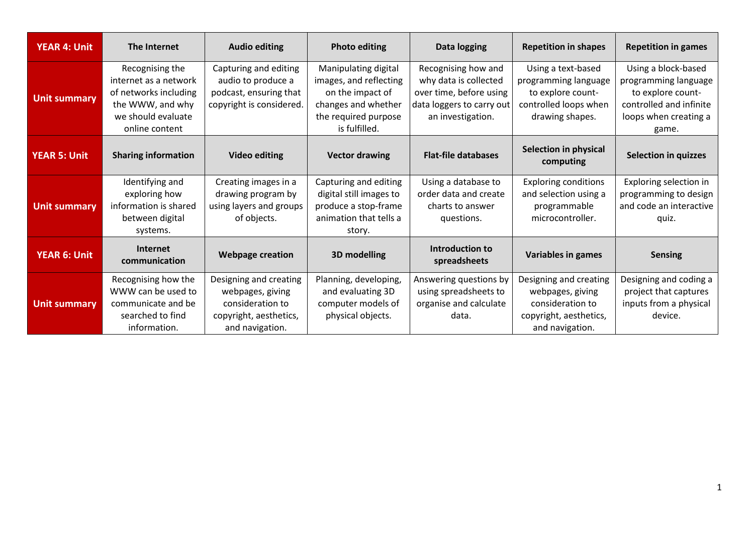| YEAR 4: Unit | The Internet | Audio editing | Photo editing | Data logging | Repetition in shapes | Repetition in games |
| --- | --- | --- | --- | --- | --- | --- |
| **Unit summary** | Recognising the internet as a network of networks including the WWW, and why we should evaluate online content | Capturing and editing audio to produce a podcast, ensuring that copyright is considered. | Manipulating digital images, and reflecting on the impact of changes and whether the required purpose is fulfilled. | Recognising how and why data is collected over time, before using data loggers to carry out an investigation. | Using a text-based programming language to explore count-controlled loops when drawing shapes. | Using a block-based programming language to explore count-controlled and infinite loops when creating a game. |
| **YEAR 5: Unit** | **Sharing information** | **Video editing** | **Vector drawing** | **Flat-file databases** | **Selection in physical computing** | **Selection in quizzes** |
| **Unit summary** | Identifying and exploring how information is shared between digital systems. | Creating images in a drawing program by using layers and groups of objects. | Capturing and editing digital still images to produce a stop-frame animation that tells a story. | Using a database to order data and create charts to answer questions. | Exploring conditions and selection using a programmable microcontroller. | Exploring selection in programming to design and code an interactive quiz. |
| **YEAR 6: Unit** | **Internet communication** | **Webpage creation** | **3D modelling** | **Introduction to spreadsheets** | **Variables in games** | **Sensing** |
| **Unit summary** | Recognising how the WWW can be used to communicate and be searched to find information. | Designing and creating webpages, giving consideration to copyright, aesthetics, and navigation. | Planning, developing, and evaluating 3D computer models of physical objects. | Answering questions by using spreadsheets to organise and calculate data. | Designing and creating webpages, giving consideration to copyright, aesthetics, and navigation. | Designing and coding a project that captures inputs from a physical device. |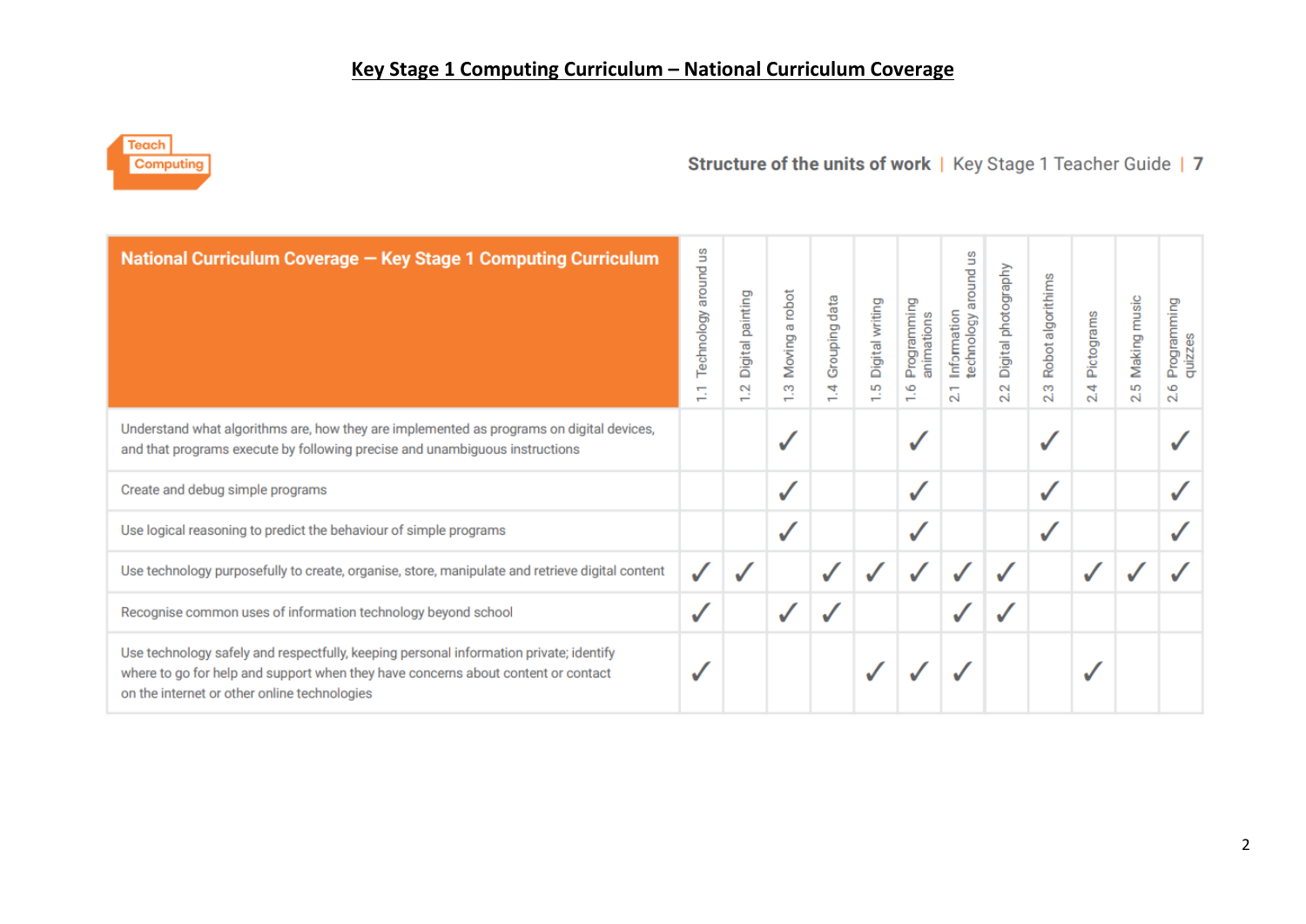# Key Stage 1 Computing Curriculum – National Curriculum Coverage

Teach Computing

**Structure of the units of work** | Key Stage 1 Teacher Guide | 7

| National Curriculum Coverage — Key Stage 1 Computing Curriculum | 1.1 Technology around us | 1.2 Digital painting | 1.3 Moving a robot | 1.4 Grouping data | 1.5 Digital writing | 1.6 Programming animations | 2.1 Information technology around us | 2.2 Digital photography | 2.3 Robot algorithms | 2.4 Pictograms | 2.5 Making music | 2.6 Programming quizzes |
|---|---|---|---|---|---|---|---|---|---|---|---|---|
| Understand what algorithms are, how they are implemented as programs on digital devices, and that programs execute by following precise and unambiguous instructions | | | ✓ | | | ✓ | | | ✓ | | | ✓ |
| Create and debug simple programs | | | ✓ | | | ✓ | | | ✓ | | | ✓ |
| Use logical reasoning to predict the behaviour of simple programs | | | ✓ | | | ✓ | | | ✓ | | | ✓ |
| Use technology purposefully to create, organise, store, manipulate and retrieve digital content | ✓ | ✓ | | ✓ | ✓ | ✓ | ✓ | ✓ | | ✓ | ✓ | ✓ |
| Recognise common uses of information technology beyond school | ✓ | | ✓ | ✓ | | | ✓ | ✓ | | | | |
| Use technology safely and respectfully, keeping personal information private; identify where to go for help and support when they have concerns about content or contact on the internet or other online technologies | ✓ | | | | ✓ | ✓ | ✓ | | | ✓ | | |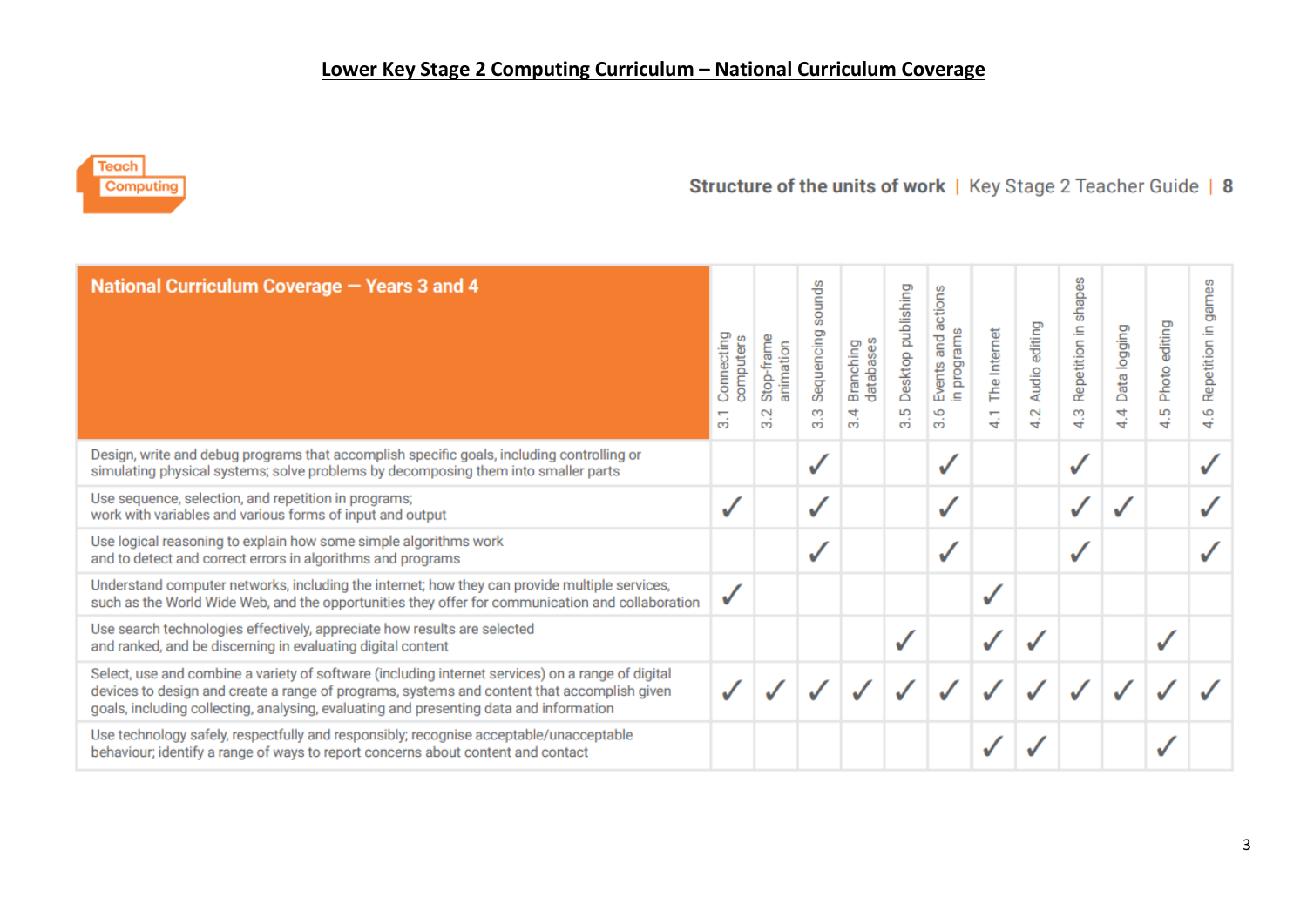# Lower Key Stage 2 Computing Curriculum – National Curriculum Coverage

Teach Computing

Structure of the units of work | Key Stage 2 Teacher Guide | 8

| National Curriculum Coverage — Years 3 and 4 | 3.1 Connecting computers | 3.2 Stop-frame animation | 3.3 Sequencing sounds | 3.4 Branching databases | 3.5 Desktop publishing | 3.6 Events and actions in programs | 4.1 The Internet | 4.2 Audio editing | 4.3 Repetition in shapes | 4.4 Data logging | 4.5 Photo editing | 4.6 Repetition in games |
|---|---|---|---|---|---|---|---|---|---|---|---|---|
| Design, write and debug programs that accomplish specific goals, including controlling or simulating physical systems; solve problems by decomposing them into smaller parts | | | ✓ | | | ✓ | | | ✓ | | | ✓ |
| Use sequence, selection, and repetition in programs; work with variables and various forms of input and output | ✓ | | ✓ | | | ✓ | | | ✓ | ✓ | | ✓ |
| Use logical reasoning to explain how some simple algorithms work and to detect and correct errors in algorithms and programs | | | ✓ | | | ✓ | | | ✓ | | | ✓ |
| Understand computer networks, including the internet; how they can provide multiple services, such as the World Wide Web, and the opportunities they offer for communication and collaboration | ✓ | | | | | | ✓ | | | | | |
| Use search technologies effectively, appreciate how results are selected and ranked, and be discerning in evaluating digital content | | | | | ✓ | | ✓ | ✓ | | | ✓ | |
| Select, use and combine a variety of software (including internet services) on a range of digital devices to design and create a range of programs, systems and content that accomplish given goals, including collecting, analysing, evaluating and presenting data and information | ✓ | ✓ | ✓ | ✓ | ✓ | ✓ | ✓ | ✓ | ✓ | ✓ | ✓ | ✓ |
| Use technology safely, respectfully and responsibly; recognise acceptable/unacceptable behaviour; identify a range of ways to report concerns about content and contact | | | | | | | ✓ | ✓ | | | ✓ | |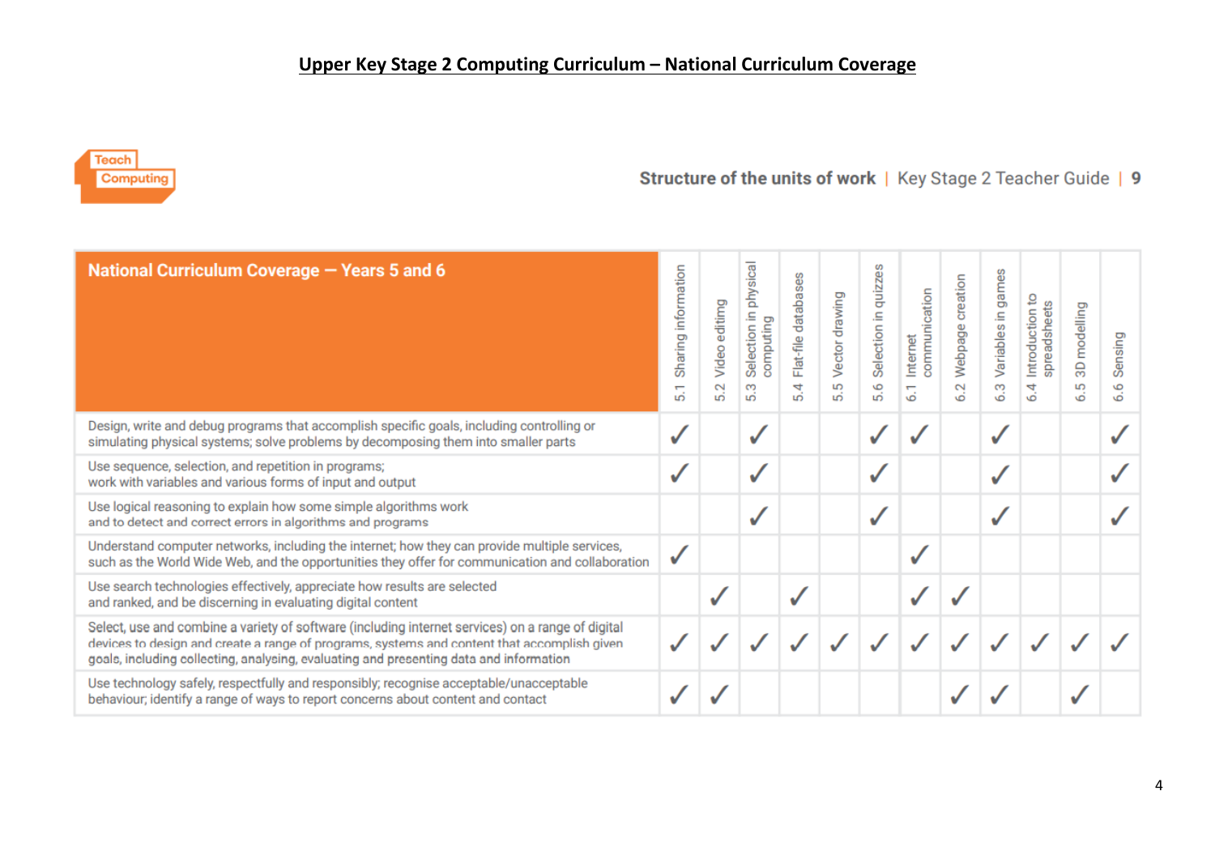# Upper Key Stage 2 Computing Curriculum – National Curriculum Coverage

| National Curriculum Coverage — Years 5 and 6 | 5.1 Sharing information | 5.2 Video editimg | 5.3 Selection in physical computing | 5.4 Flat-file databases | 5.5 Vector drawing | 5.6 Selection in quizzes | 6.1 Internet communication | 6.2 Webpage creation | 6.3 Variables in games | 6.4 Introduction to spreadsheets | 6.5 3D modelling | 6.6 Sensing |
|---|---|---|---|---|---|---|---|---|---|---|---|---|
| Design, write and debug programs that accomplish specific goals, including controlling or simulating physical systems; solve problems by decomposing them into smaller parts | ✓ | | ✓ | | | ✓ | ✓ | | ✓ | | | ✓ |
| Use sequence, selection, and repetition in programs; work with variables and various forms of input and output | ✓ | | ✓ | | | ✓ | | | ✓ | | | ✓ |
| Use logical reasoning to explain how some simple algorithms work and to detect and correct errors in algorithms and programs | | | ✓ | | | ✓ | | | ✓ | | | ✓ |
| Understand computer networks, including the internet; how they can provide multiple services, such as the World Wide Web, and the opportunities they offer for communication and collaboration | ✓ | | | | | | ✓ | | | | | |
| Use search technologies effectively, appreciate how results are selected and ranked, and be discerning in evaluating digital content | | ✓ | | ✓ | | | ✓ | ✓ | | | | |
| Select, use and combine a variety of software (including internet services) on a range of digital devices to design and create a range of programs, systems and content that accomplish given goals, including collecting, analysing, evaluating and presenting data and information | ✓ | ✓ | ✓ | ✓ | ✓ | ✓ | ✓ | ✓ | ✓ | ✓ | ✓ | ✓ |
| Use technology safely, respectfully and responsibly; recognise acceptable/unacceptable behaviour; identify a range of ways to report concerns about content and contact | ✓ | ✓ | | | | | | ✓ | ✓ | | ✓ | |